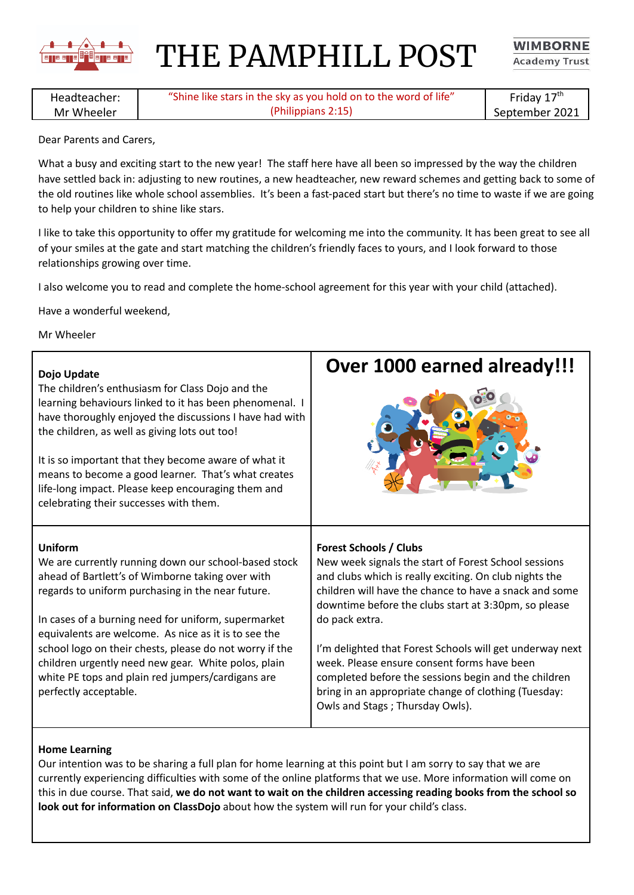# THE PAMPHILL POST

WIMBORNE Academy Trust

| Headteacher: Mr Wheeler | "Shine like stars in the sky as you hold on to the word of life" (Philippians 2:15) | Friday 17th September 2021 |
|---|---|---|

Dear Parents and Carers,

What a busy and exciting start to the new year! The staff here have all been so impressed by the way the children have settled back in: adjusting to new routines, a new headteacher, new reward schemes and getting back to some of the old routines like whole school assemblies. It's been a fast-paced start but there's no time to waste if we are going to help your children to shine like stars.

I like to take this opportunity to offer my gratitude for welcoming me into the community. It has been great to see all of your smiles at the gate and start matching the children's friendly faces to yours, and I look forward to those relationships growing over time.

I also welcome you to read and complete the home-school agreement for this year with your child (attached).

Have a wonderful weekend,

Mr Wheeler

**Dojo Update**

The children's enthusiasm for Class Dojo and the learning behaviours linked to it has been phenomenal. I have thoroughly enjoyed the discussions I have had with the children, as well as giving lots out too!

It is so important that they become aware of what it means to become a good learner. That's what creates life-long impact. Please keep encouraging them and celebrating their successes with them.

## Over 1000 earned already!!!

**Uniform**

We are currently running down our school-based stock ahead of Bartlett's of Wimborne taking over with regards to uniform purchasing in the near future.

In cases of a burning need for uniform, supermarket equivalents are welcome. As nice as it is to see the school logo on their chests, please do not worry if the children urgently need new gear. White polos, plain white PE tops and plain red jumpers/cardigans are perfectly acceptable.

**Forest Schools / Clubs**

New week signals the start of Forest School sessions and clubs which is really exciting. On club nights the children will have the chance to have a snack and some downtime before the clubs start at 3:30pm, so please do pack extra.

I'm delighted that Forest Schools will get underway next week. Please ensure consent forms have been completed before the sessions begin and the children bring in an appropriate change of clothing (Tuesday: Owls and Stags ; Thursday Owls).

**Home Learning**

Our intention was to be sharing a full plan for home learning at this point but I am sorry to say that we are currently experiencing difficulties with some of the online platforms that we use. More information will come on this in due course. That said, **we do not want to wait on the children accessing reading books from the school so look out for information on ClassDojo** about how the system will run for your child's class.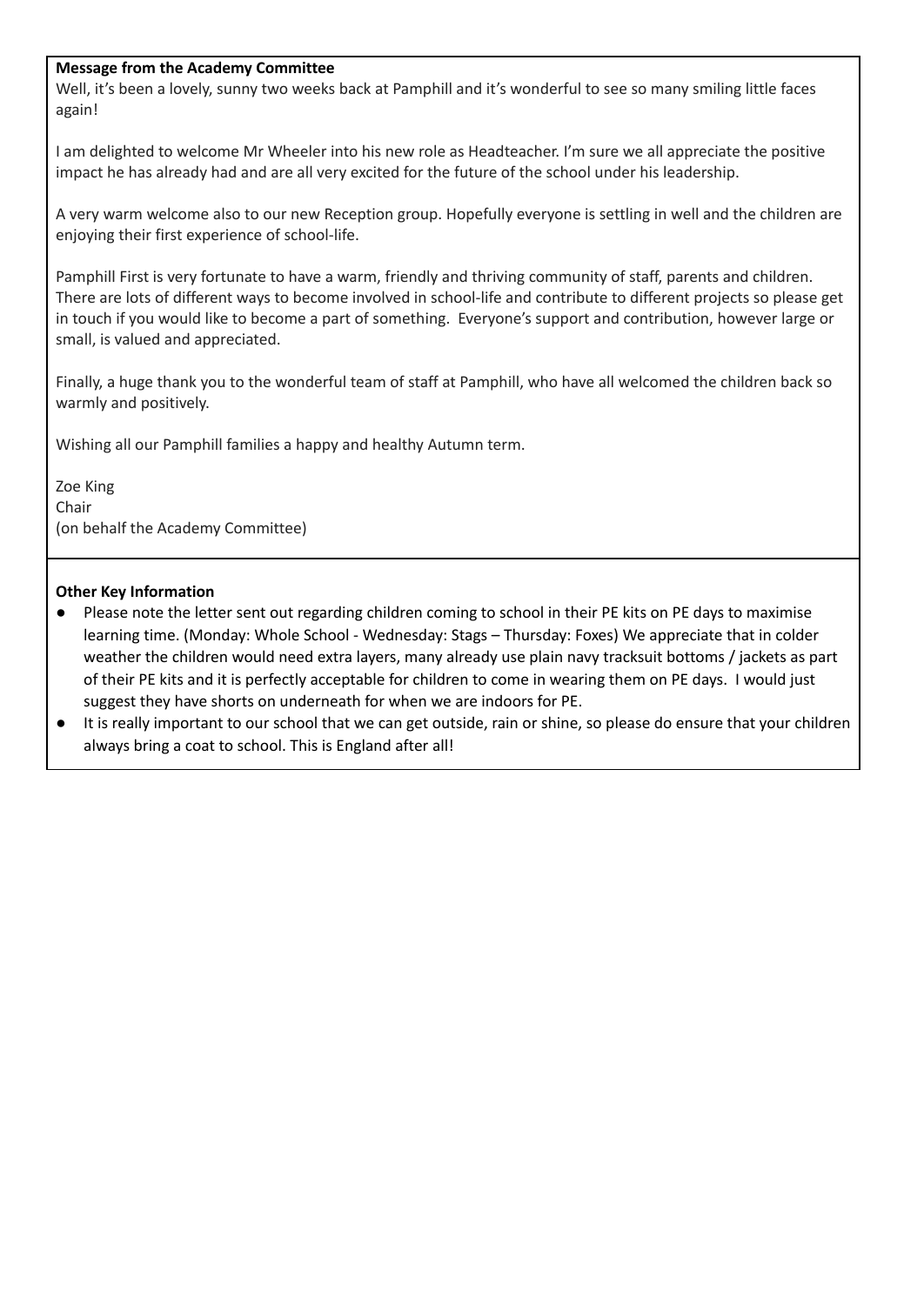**Message from the Academy Committee**

Well, it's been a lovely, sunny two weeks back at Pamphill and it's wonderful to see so many smiling little faces again!

I am delighted to welcome Mr Wheeler into his new role as Headteacher. I'm sure we all appreciate the positive impact he has already had and are all very excited for the future of the school under his leadership.

A very warm welcome also to our new Reception group. Hopefully everyone is settling in well and the children are enjoying their first experience of school-life.

Pamphill First is very fortunate to have a warm, friendly and thriving community of staff, parents and children. There are lots of different ways to become involved in school-life and contribute to different projects so please get in touch if you would like to become a part of something. Everyone's support and contribution, however large or small, is valued and appreciated.

Finally, a huge thank you to the wonderful team of staff at Pamphill, who have all welcomed the children back so warmly and positively.

Wishing all our Pamphill families a happy and healthy Autumn term.

Zoe King
Chair
(on behalf the Academy Committee)

**Other Key Information**

- Please note the letter sent out regarding children coming to school in their PE kits on PE days to maximise learning time. (Monday: Whole School - Wednesday: Stags – Thursday: Foxes) We appreciate that in colder weather the children would need extra layers, many already use plain navy tracksuit bottoms / jackets as part of their PE kits and it is perfectly acceptable for children to come in wearing them on PE days. I would just suggest they have shorts on underneath for when we are indoors for PE.
- It is really important to our school that we can get outside, rain or shine, so please do ensure that your children always bring a coat to school. This is England after all!